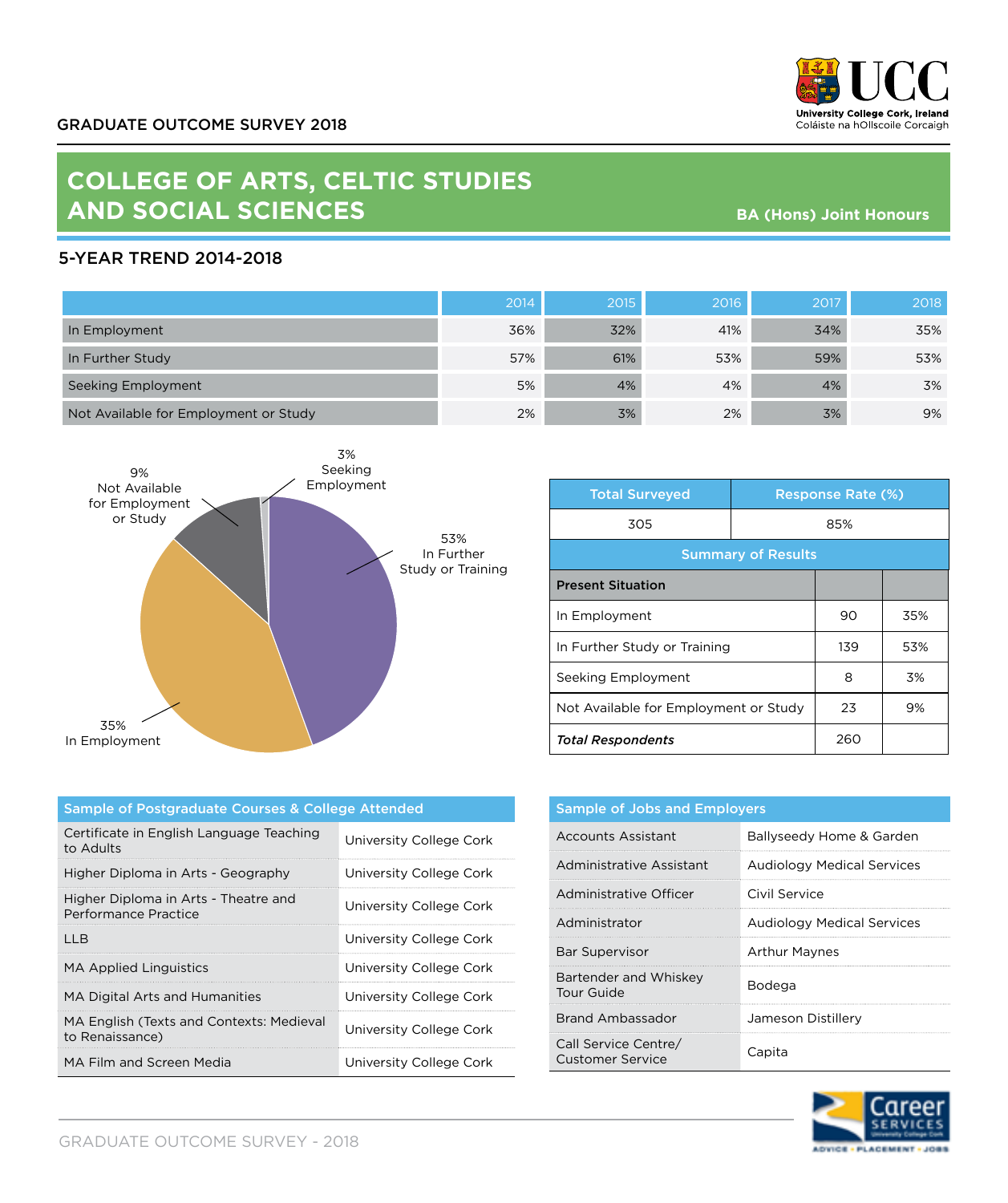GRADUATE OUTCOME SURVEY 2018

# COLLEGE OF ARTS, CELTIC STUDIES AND SOCIAL SCIENCES

**BA (Hons) Joint Honours**

## 5-YEAR TREND 2014-2018

| | 2014 | 2015 | 2016 | 2017 | 2018 |
|---|---|---|---|---|---|
| In Employment | 36% | 32% | 41% | 34% | 35% |
| In Further Study | 57% | 61% | 53% | 59% | 53% |
| Seeking Employment | 5% | 4% | 4% | 4% | 3% |
| Not Available for Employment or Study | 2% | 3% | 2% | 3% | 9% |

9% Not Available for Employment or Study

3% Seeking Employment

53% In Further Study or Training

35% In Employment

| Total Surveyed | Response Rate (%) |
|---|---|
| 305 | 85% |

**Summary of Results**

| Present Situation | | |
|---|---|---|
| In Employment | 90 | 35% |
| In Further Study or Training | 139 | 53% |
| Seeking Employment | 8 | 3% |
| Not Available for Employment or Study | 23 | 9% |
| ***Total Respondents*** | 260 | |

| Sample of Postgraduate Courses & College Attended | |
|---|---|
| Certificate in English Language Teaching to Adults | University College Cork |
| Higher Diploma in Arts - Geography | University College Cork |
| Higher Diploma in Arts - Theatre and Performance Practice | University College Cork |
| LLB | University College Cork |
| MA Applied Linguistics | University College Cork |
| MA Digital Arts and Humanities | University College Cork |
| MA English (Texts and Contexts: Medieval to Renaissance) | University College Cork |
| MA Film and Screen Media | University College Cork |

| Sample of Jobs and Employers | |
|---|---|
| Accounts Assistant | Ballyseedy Home & Garden |
| Administrative Assistant | Audiology Medical Services |
| Administrative Officer | Civil Service |
| Administrator | Audiology Medical Services |
| Bar Supervisor | Arthur Maynes |
| Bartender and Whiskey Tour Guide | Bodega |
| Brand Ambassador | Jameson Distillery |
| Call Service Centre/ Customer Service | Capita |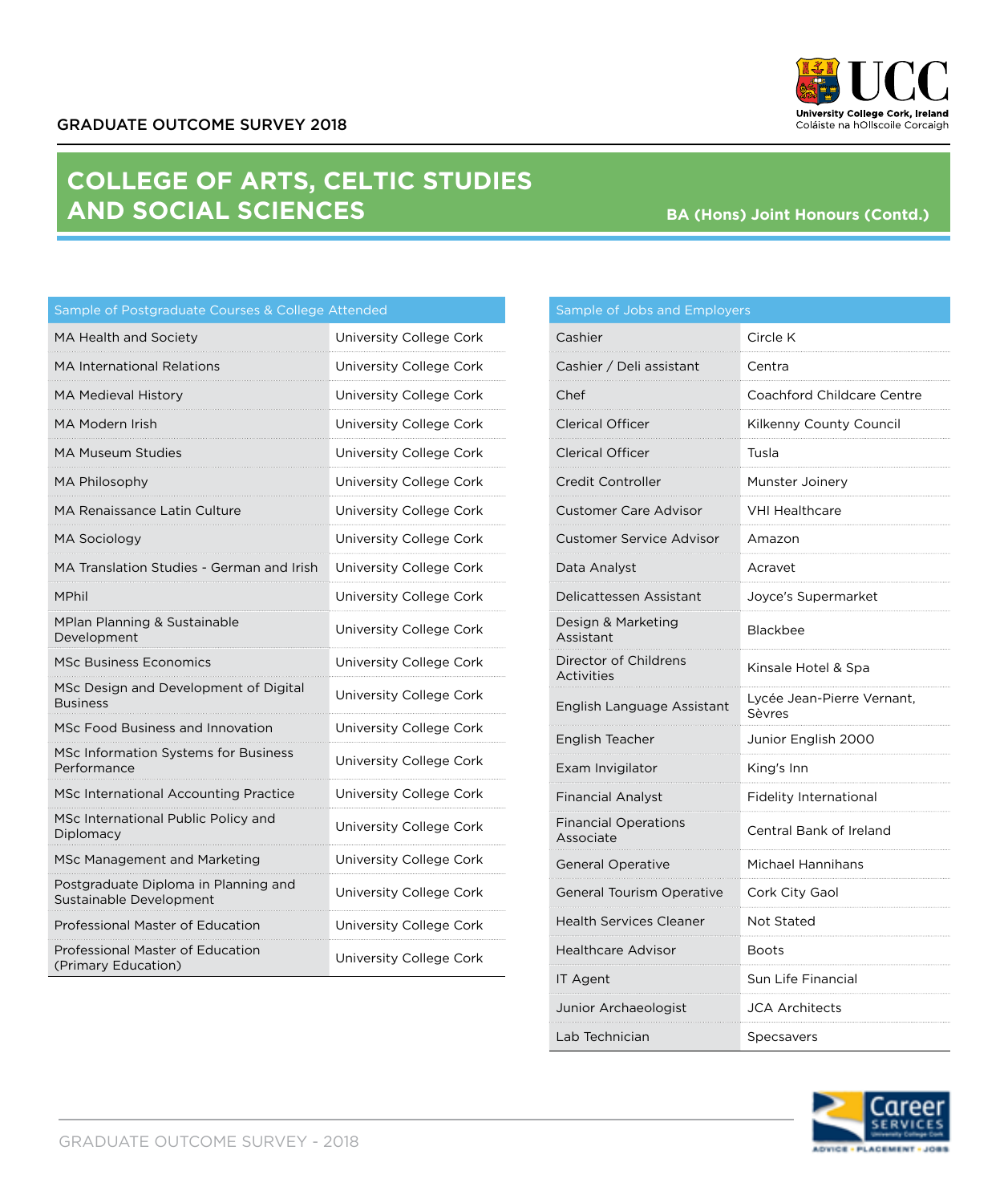# COLLEGE OF ARTS, CELTIC STUDIES AND SOCIAL SCIENCES

## BA (Hons) Joint Honours (Contd.)

| Sample of Postgraduate Courses & College Attended | |
|---|---|
| MA Health and Society | University College Cork |
| MA International Relations | University College Cork |
| MA Medieval History | University College Cork |
| MA Modern Irish | University College Cork |
| MA Museum Studies | University College Cork |
| MA Philosophy | University College Cork |
| MA Renaissance Latin Culture | University College Cork |
| MA Sociology | University College Cork |
| MA Translation Studies - German and Irish | University College Cork |
| MPhil | University College Cork |
| MPlan Planning & Sustainable Development | University College Cork |
| MSc Business Economics | University College Cork |
| MSc Design and Development of Digital Business | University College Cork |
| MSc Food Business and Innovation | University College Cork |
| MSc Information Systems for Business Performance | University College Cork |
| MSc International Accounting Practice | University College Cork |
| MSc International Public Policy and Diplomacy | University College Cork |
| MSc Management and Marketing | University College Cork |
| Postgraduate Diploma in Planning and Sustainable Development | University College Cork |
| Professional Master of Education | University College Cork |
| Professional Master of Education (Primary Education) | University College Cork |

| Sample of Jobs and Employers | |
|---|---|
| Cashier | Circle K |
| Cashier / Deli assistant | Centra |
| Chef | Coachford Childcare Centre |
| Clerical Officer | Kilkenny County Council |
| Clerical Officer | Tusla |
| Credit Controller | Munster Joinery |
| Customer Care Advisor | VHI Healthcare |
| Customer Service Advisor | Amazon |
| Data Analyst | Acravet |
| Delicattessen Assistant | Joyce's Supermarket |
| Design & Marketing Assistant | Blackbee |
| Director of Childrens Activities | Kinsale Hotel & Spa |
| English Language Assistant | Lycée Jean-Pierre Vernant, Sèvres |
| English Teacher | Junior English 2000 |
| Exam Invigilator | King's Inn |
| Financial Analyst | Fidelity International |
| Financial Operations Associate | Central Bank of Ireland |
| General Operative | Michael Hannihans |
| General Tourism Operative | Cork City Gaol |
| Health Services Cleaner | Not Stated |
| Healthcare Advisor | Boots |
| IT Agent | Sun Life Financial |
| Junior Archaeologist | JCA Architects |
| Lab Technician | Specsavers |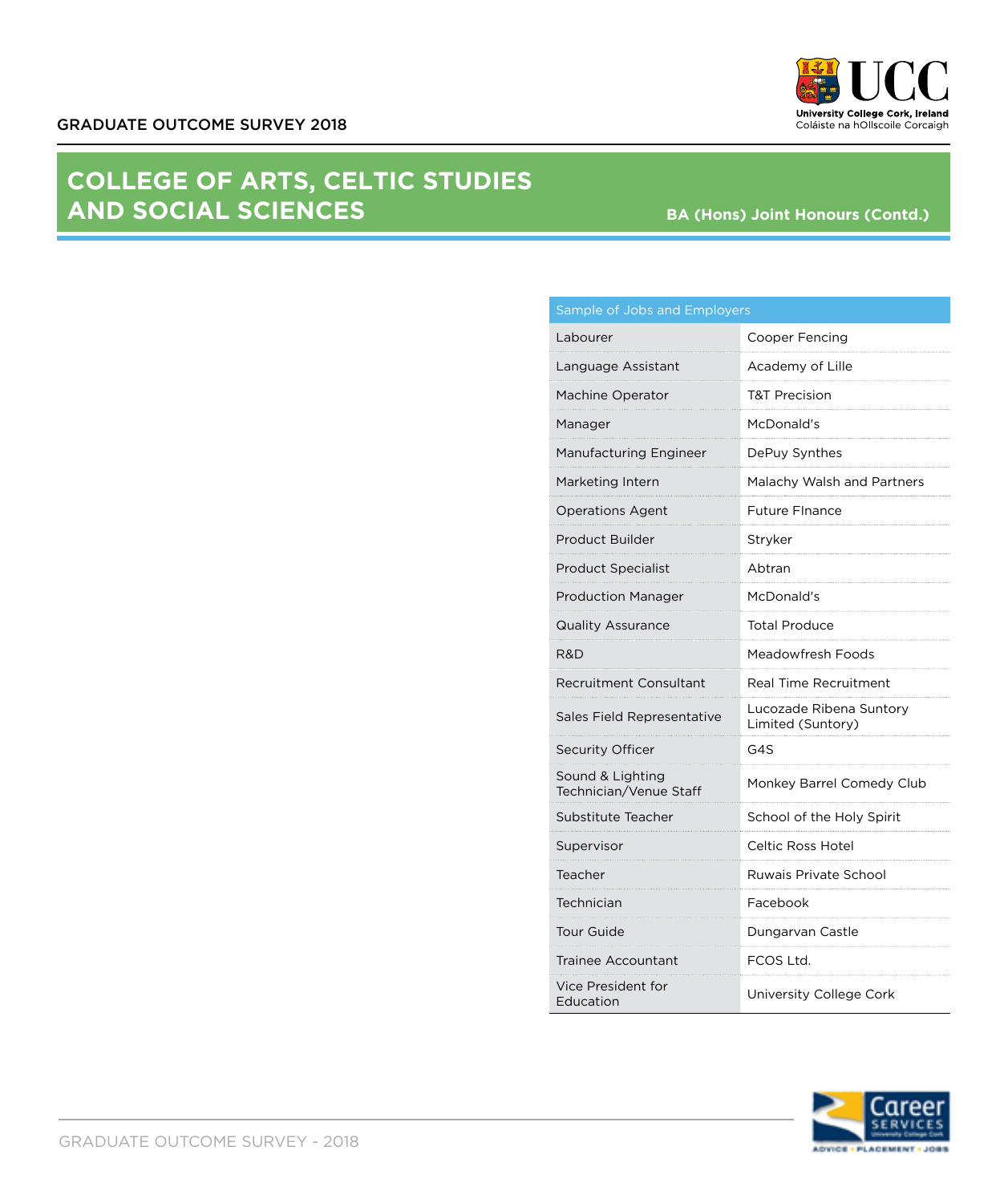## COLLEGE OF ARTS, CELTIC STUDIES AND SOCIAL SCIENCES

### BA (Hons) Joint Honours (Contd.)

| Sample of Jobs and Employers | |
|---|---|
| Labourer | Cooper Fencing |
| Language Assistant | Academy of Lille |
| Machine Operator | T&T Precision |
| Manager | McDonald's |
| Manufacturing Engineer | DePuy Synthes |
| Marketing Intern | Malachy Walsh and Partners |
| Operations Agent | Future FInance |
| Product Builder | Stryker |
| Product Specialist | Abtran |
| Production Manager | McDonald's |
| Quality Assurance | Total Produce |
| R&D | Meadowfresh Foods |
| Recruitment Consultant | Real Time Recruitment |
| Sales Field Representative | Lucozade Ribena Suntory Limited (Suntory) |
| Security Officer | G4S |
| Sound & Lighting Technician/Venue Staff | Monkey Barrel Comedy Club |
| Substitute Teacher | School of the Holy Spirit |
| Supervisor | Celtic Ross Hotel |
| Teacher | Ruwais Private School |
| Technician | Facebook |
| Tour Guide | Dungarvan Castle |
| Trainee Accountant | FCOS Ltd. |
| Vice President for Education | University College Cork |